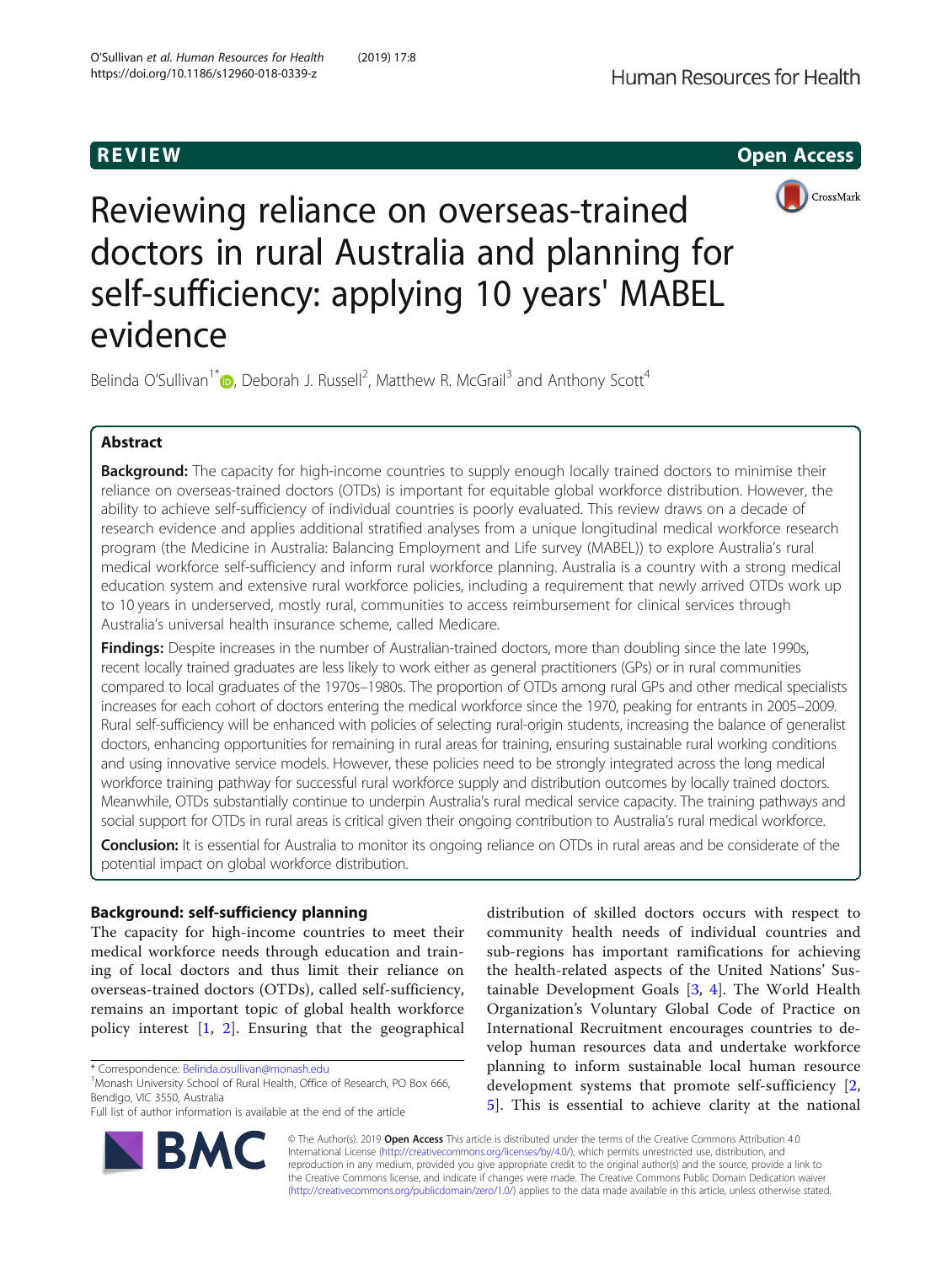REVIEW

Open Access

# Reviewing reliance on overseas-trained doctors in rural Australia and planning for self-sufficiency: applying 10 years' MABEL evidence

Belinda O'Sullivan[1*], Deborah J. Russell[2], Matthew R. McGrail[3] and Anthony Scott[4]

## Abstract

**Background:** The capacity for high-income countries to supply enough locally trained doctors to minimise their reliance on overseas-trained doctors (OTDs) is important for equitable global workforce distribution. However, the ability to achieve self-sufficiency of individual countries is poorly evaluated. This review draws on a decade of research evidence and applies additional stratified analyses from a unique longitudinal medical workforce research program (the Medicine in Australia: Balancing Employment and Life survey (MABEL)) to explore Australia's rural medical workforce self-sufficiency and inform rural workforce planning. Australia is a country with a strong medical education system and extensive rural workforce policies, including a requirement that newly arrived OTDs work up to 10 years in underserved, mostly rural, communities to access reimbursement for clinical services through Australia's universal health insurance scheme, called Medicare.

**Findings:** Despite increases in the number of Australian-trained doctors, more than doubling since the late 1990s, recent locally trained graduates are less likely to work either as general practitioners (GPs) or in rural communities compared to local graduates of the 1970s–1980s. The proportion of OTDs among rural GPs and other medical specialists increases for each cohort of doctors entering the medical workforce since the 1970, peaking for entrants in 2005–2009. Rural self-sufficiency will be enhanced with policies of selecting rural-origin students, increasing the balance of generalist doctors, enhancing opportunities for remaining in rural areas for training, ensuring sustainable rural working conditions and using innovative service models. However, these policies need to be strongly integrated across the long medical workforce training pathway for successful rural workforce supply and distribution outcomes by locally trained doctors. Meanwhile, OTDs substantially continue to underpin Australia's rural medical service capacity. The training pathways and social support for OTDs in rural areas is critical given their ongoing contribution to Australia's rural medical workforce.

**Conclusion:** It is essential for Australia to monitor its ongoing reliance on OTDs in rural areas and be considerate of the potential impact on global workforce distribution.

## Background: self-sufficiency planning

The capacity for high-income countries to meet their medical workforce needs through education and training of local doctors and thus limit their reliance on overseas-trained doctors (OTDs), called self-sufficiency, remains an important topic of global health workforce policy interest [1, 2]. Ensuring that the geographical distribution of skilled doctors occurs with respect to community health needs of individual countries and sub-regions has important ramifications for achieving the health-related aspects of the United Nations' Sustainable Development Goals [3, 4]. The World Health Organization's Voluntary Global Code of Practice on International Recruitment encourages countries to develop human resources data and undertake workforce planning to inform sustainable local human resource development systems that promote self-sufficiency [2, 5]. This is essential to achieve clarity at the national

* Correspondence: Belinda.osullivan@monash.edu
[1]Monash University School of Rural Health, Office of Research, PO Box 666, Bendigo, VIC 3550, Australia
Full list of author information is available at the end of the article

© The Author(s). 2019 **Open Access** This article is distributed under the terms of the Creative Commons Attribution 4.0 International License (http://creativecommons.org/licenses/by/4.0/), which permits unrestricted use, distribution, and reproduction in any medium, provided you give appropriate credit to the original author(s) and the source, provide a link to the Creative Commons license, and indicate if changes were made. The Creative Commons Public Domain Dedication waiver (http://creativecommons.org/publicdomain/zero/1.0/) applies to the data made available in this article, unless otherwise stated.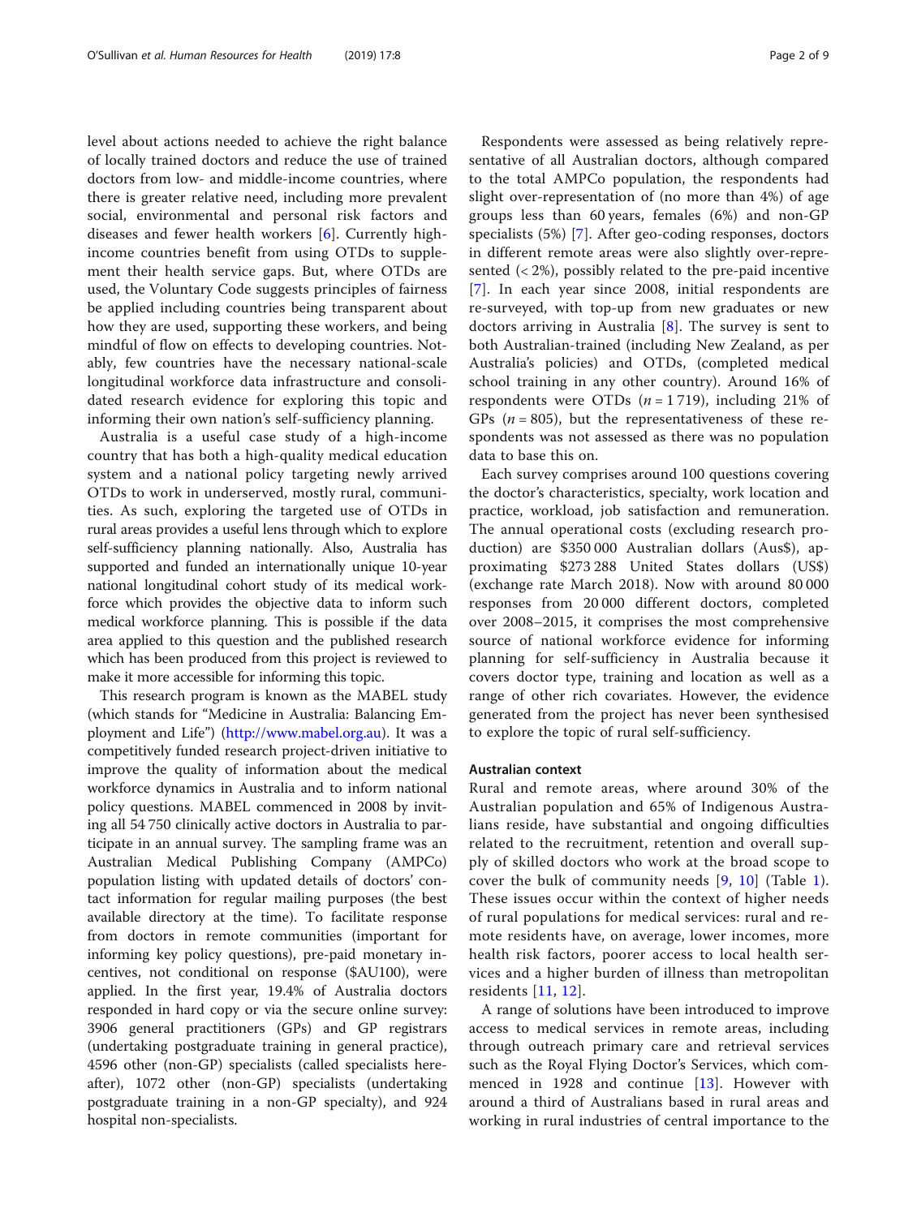level about actions needed to achieve the right balance of locally trained doctors and reduce the use of trained doctors from low- and middle-income countries, where there is greater relative need, including more prevalent social, environmental and personal risk factors and diseases and fewer health workers [6]. Currently high-income countries benefit from using OTDs to supplement their health service gaps. But, where OTDs are used, the Voluntary Code suggests principles of fairness be applied including countries being transparent about how they are used, supporting these workers, and being mindful of flow on effects to developing countries. Notably, few countries have the necessary national-scale longitudinal workforce data infrastructure and consolidated research evidence for exploring this topic and informing their own nation's self-sufficiency planning.

Australia is a useful case study of a high-income country that has both a high-quality medical education system and a national policy targeting newly arrived OTDs to work in underserved, mostly rural, communities. As such, exploring the targeted use of OTDs in rural areas provides a useful lens through which to explore self-sufficiency planning nationally. Also, Australia has supported and funded an internationally unique 10-year national longitudinal cohort study of its medical workforce which provides the objective data to inform such medical workforce planning. This is possible if the data area applied to this question and the published research which has been produced from this project is reviewed to make it more accessible for informing this topic.

This research program is known as the MABEL study (which stands for "Medicine in Australia: Balancing Employment and Life") (http://www.mabel.org.au). It was a competitively funded research project-driven initiative to improve the quality of information about the medical workforce dynamics in Australia and to inform national policy questions. MABEL commenced in 2008 by inviting all 54 750 clinically active doctors in Australia to participate in an annual survey. The sampling frame was an Australian Medical Publishing Company (AMPCo) population listing with updated details of doctors' contact information for regular mailing purposes (the best available directory at the time). To facilitate response from doctors in remote communities (important for informing key policy questions), pre-paid monetary incentives, not conditional on response ($AU100), were applied. In the first year, 19.4% of Australia doctors responded in hard copy or via the secure online survey: 3906 general practitioners (GPs) and GP registrars (undertaking postgraduate training in general practice), 4596 other (non-GP) specialists (called specialists hereafter), 1072 other (non-GP) specialists (undertaking postgraduate training in a non-GP specialty), and 924 hospital non-specialists.

Respondents were assessed as being relatively representative of all Australian doctors, although compared to the total AMPCo population, the respondents had slight over-representation of (no more than 4%) of age groups less than 60 years, females (6%) and non-GP specialists (5%) [7]. After geo-coding responses, doctors in different remote areas were also slightly over-represented (< 2%), possibly related to the pre-paid incentive [7]. In each year since 2008, initial respondents are re-surveyed, with top-up from new graduates or new doctors arriving in Australia [8]. The survey is sent to both Australian-trained (including New Zealand, as per Australia's policies) and OTDs, (completed medical school training in any other country). Around 16% of respondents were OTDs ($n = 1\,719$), including 21% of GPs ($n = 805$), but the representativeness of these respondents was not assessed as there was no population data to base this on.

Each survey comprises around 100 questions covering the doctor's characteristics, specialty, work location and practice, workload, job satisfaction and remuneration. The annual operational costs (excluding research production) are $350 000 Australian dollars (Aus$), approximating $273 288 United States dollars (US$) (exchange rate March 2018). Now with around 80 000 responses from 20 000 different doctors, completed over 2008–2015, it comprises the most comprehensive source of national workforce evidence for informing planning for self-sufficiency in Australia because it covers doctor type, training and location as well as a range of other rich covariates. However, the evidence generated from the project has never been synthesised to explore the topic of rural self-sufficiency.

### Australian context

Rural and remote areas, where around 30% of the Australian population and 65% of Indigenous Australians reside, have substantial and ongoing difficulties related to the recruitment, retention and overall supply of skilled doctors who work at the broad scope to cover the bulk of community needs [9, 10] (Table 1). These issues occur within the context of higher needs of rural populations for medical services: rural and remote residents have, on average, lower incomes, more health risk factors, poorer access to local health services and a higher burden of illness than metropolitan residents [11, 12].

A range of solutions have been introduced to improve access to medical services in remote areas, including through outreach primary care and retrieval services such as the Royal Flying Doctor's Services, which commenced in 1928 and continue [13]. However with around a third of Australians based in rural areas and working in rural industries of central importance to the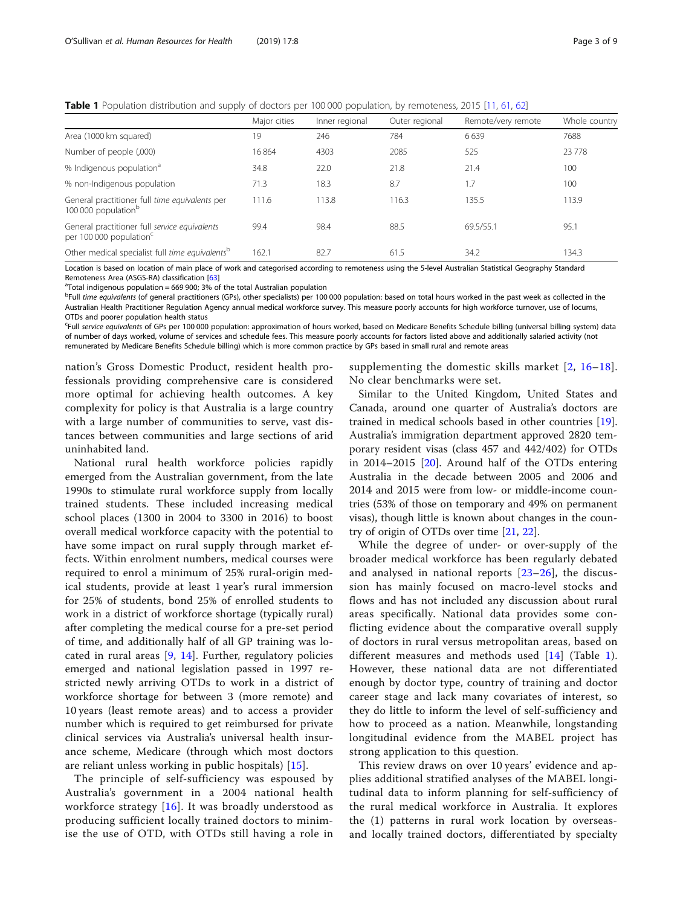**Table 1** Population distribution and supply of doctors per 100 000 population, by remoteness, 2015 [11, 61, 62]

| | Major cities | Inner regional | Outer regional | Remote/very remote | Whole country |
|---|---|---|---|---|---|
| Area (1000 km squared) | 19 | 246 | 784 | 6 639 | 7688 |
| Number of people (,000) | 16 864 | 4303 | 2085 | 525 | 23 778 |
| % Indigenous population[a] | 34.8 | 22.0 | 21.8 | 21.4 | 100 |
| % non-Indigenous population | 71.3 | 18.3 | 8.7 | 1.7 | 100 |
| General practitioner full *time equivalents* per 100 000 population[b] | 111.6 | 113.8 | 116.3 | 135.5 | 113.9 |
| General practitioner full *service equivalents* per 100 000 population[c] | 99.4 | 98.4 | 88.5 | 69.5/55.1 | 95.1 |
| Other medical specialist full *time equivalents*[b] | 162.1 | 82.7 | 61.5 | 34.2 | 134.3 |

Location is based on location of main place of work and categorised according to remoteness using the 5-level Australian Statistical Geography Standard Remoteness Area (ASGS-RA) classification [63]

[a]Total indigenous population = 669 900; 3% of the total Australian population

[b]Full *time equivalents* (of general practitioners (GPs), other specialists) per 100 000 population: based on total hours worked in the past week as collected in the Australian Health Practitioner Regulation Agency annual medical workforce survey. This measure poorly accounts for high workforce turnover, use of locums, OTDs and poorer population health status

[c]Full *service equivalents* of GPs per 100 000 population: approximation of hours worked, based on Medicare Benefits Schedule billing (universal billing system) data of number of days worked, volume of services and schedule fees. This measure poorly accounts for factors listed above and additionally salaried activity (not remunerated by Medicare Benefits Schedule billing) which is more common practice by GPs based in small rural and remote areas

nation's Gross Domestic Product, resident health professionals providing comprehensive care is considered more optimal for achieving health outcomes. A key complexity for policy is that Australia is a large country with a large number of communities to serve, vast distances between communities and large sections of arid uninhabited land.

National rural health workforce policies rapidly emerged from the Australian government, from the late 1990s to stimulate rural workforce supply from locally trained students. These included increasing medical school places (1300 in 2004 to 3300 in 2016) to boost overall medical workforce capacity with the potential to have some impact on rural supply through market effects. Within enrolment numbers, medical courses were required to enrol a minimum of 25% rural-origin medical students, provide at least 1 year's rural immersion for 25% of students, bond 25% of enrolled students to work in a district of workforce shortage (typically rural) after completing the medical course for a pre-set period of time, and additionally half of all GP training was located in rural areas [9, 14]. Further, regulatory policies emerged and national legislation passed in 1997 restricted newly arriving OTDs to work in a district of workforce shortage for between 3 (more remote) and 10 years (least remote areas) and to access a provider number which is required to get reimbursed for private clinical services via Australia's universal health insurance scheme, Medicare (through which most doctors are reliant unless working in public hospitals) [15].

The principle of self-sufficiency was espoused by Australia's government in a 2004 national health workforce strategy [16]. It was broadly understood as producing sufficient locally trained doctors to minimise the use of OTD, with OTDs still having a role in supplementing the domestic skills market [2, 16–18]. No clear benchmarks were set.

Similar to the United Kingdom, United States and Canada, around one quarter of Australia's doctors are trained in medical schools based in other countries [19]. Australia's immigration department approved 2820 temporary resident visas (class 457 and 442/402) for OTDs in 2014–2015 [20]. Around half of the OTDs entering Australia in the decade between 2005 and 2006 and 2014 and 2015 were from low- or middle-income countries (53% of those on temporary and 49% on permanent visas), though little is known about changes in the country of origin of OTDs over time [21, 22].

While the degree of under- or over-supply of the broader medical workforce has been regularly debated and analysed in national reports [23–26], the discussion has mainly focused on macro-level stocks and flows and has not included any discussion about rural areas specifically. National data provides some conflicting evidence about the comparative overall supply of doctors in rural versus metropolitan areas, based on different measures and methods used [14] (Table 1). However, these national data are not differentiated enough by doctor type, country of training and doctor career stage and lack many covariates of interest, so they do little to inform the level of self-sufficiency and how to proceed as a nation. Meanwhile, longstanding longitudinal evidence from the MABEL project has strong application to this question.

This review draws on over 10 years' evidence and applies additional stratified analyses of the MABEL longitudinal data to inform planning for self-sufficiency of the rural medical workforce in Australia. It explores the (1) patterns in rural work location by overseas- and locally trained doctors, differentiated by specialty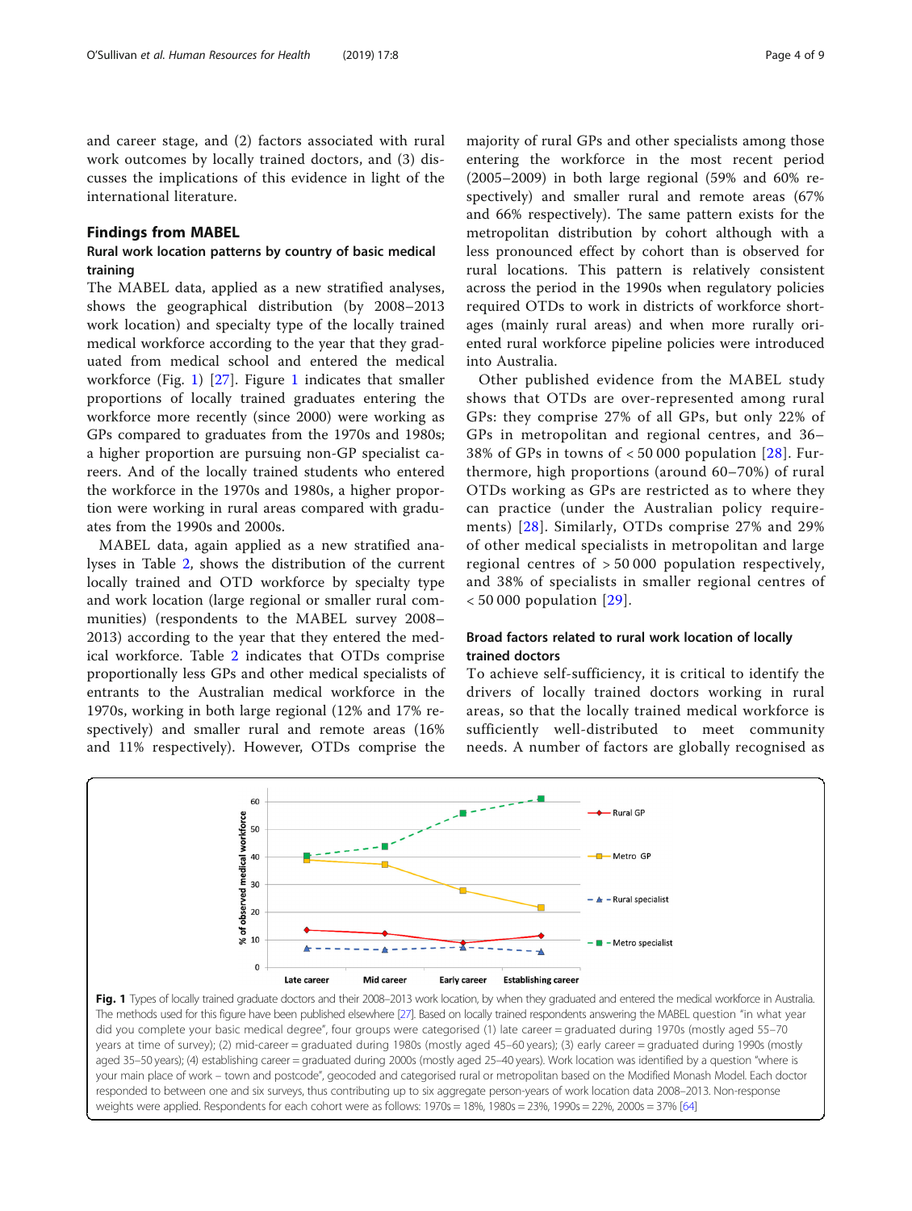and career stage, and (2) factors associated with rural work outcomes by locally trained doctors, and (3) discusses the implications of this evidence in light of the international literature.

## Findings from MABEL

### Rural work location patterns by country of basic medical training

The MABEL data, applied as a new stratified analyses, shows the geographical distribution (by 2008–2013 work location) and specialty type of the locally trained medical workforce according to the year that they graduated from medical school and entered the medical workforce (Fig. 1) [27]. Figure 1 indicates that smaller proportions of locally trained graduates entering the workforce more recently (since 2000) were working as GPs compared to graduates from the 1970s and 1980s; a higher proportion are pursuing non-GP specialist careers. And of the locally trained students who entered the workforce in the 1970s and 1980s, a higher proportion were working in rural areas compared with graduates from the 1990s and 2000s.

MABEL data, again applied as a new stratified analyses in Table 2, shows the distribution of the current locally trained and OTD workforce by specialty type and work location (large regional or smaller rural communities) (respondents to the MABEL survey 2008–2013) according to the year that they entered the medical workforce. Table 2 indicates that OTDs comprise proportionally less GPs and other medical specialists of entrants to the Australian medical workforce in the 1970s, working in both large regional (12% and 17% respectively) and smaller rural and remote areas (16% and 11% respectively). However, OTDs comprise the majority of rural GPs and other specialists among those entering the workforce in the most recent period (2005–2009) in both large regional (59% and 60% respectively) and smaller rural and remote areas (67% and 66% respectively). The same pattern exists for the metropolitan distribution by cohort although with a less pronounced effect by cohort than is observed for rural locations. This pattern is relatively consistent across the period in the 1990s when regulatory policies required OTDs to work in districts of workforce shortages (mainly rural areas) and when more rurally oriented rural workforce pipeline policies were introduced into Australia.

Other published evidence from the MABEL study shows that OTDs are over-represented among rural GPs: they comprise 27% of all GPs, but only 22% of GPs in metropolitan and regional centres, and 36–38% of GPs in towns of < 50 000 population [28]. Furthermore, high proportions (around 60–70%) of rural OTDs working as GPs are restricted as to where they can practice (under the Australian policy requirements) [28]. Similarly, OTDs comprise 27% and 29% of other medical specialists in metropolitan and large regional centres of > 50 000 population respectively, and 38% of specialists in smaller regional centres of < 50 000 population [29].

### Broad factors related to rural work location of locally trained doctors

To achieve self-sufficiency, it is critical to identify the drivers of locally trained doctors working in rural areas, so that the locally trained medical workforce is sufficiently well-distributed to meet community needs. A number of factors are globally recognised as

**Fig. 1** Types of locally trained graduate doctors and their 2008–2013 work location, by when they graduated and entered the medical workforce in Australia. The methods used for this figure have been published elsewhere [27]. Based on locally trained respondents answering the MABEL question "in what year did you complete your basic medical degree", four groups were categorised (1) late career = graduated during 1970s (mostly aged 55–70 years at time of survey); (2) mid-career = graduated during 1980s (mostly aged 45–60 years); (3) early career = graduated during 1990s (mostly aged 35–50 years); (4) establishing career = graduated during 2000s (mostly aged 25–40 years). Work location was identified by a question "where is your main place of work – town and postcode", geocoded and categorised rural or metropolitan based on the Modified Monash Model. Each doctor responded to between one and six surveys, thus contributing up to six aggregate person-years of work location data 2008–2013. Non-response weights were applied. Respondents for each cohort were as follows: 1970s = 18%, 1980s = 23%, 1990s = 22%, 2000s = 37% [64]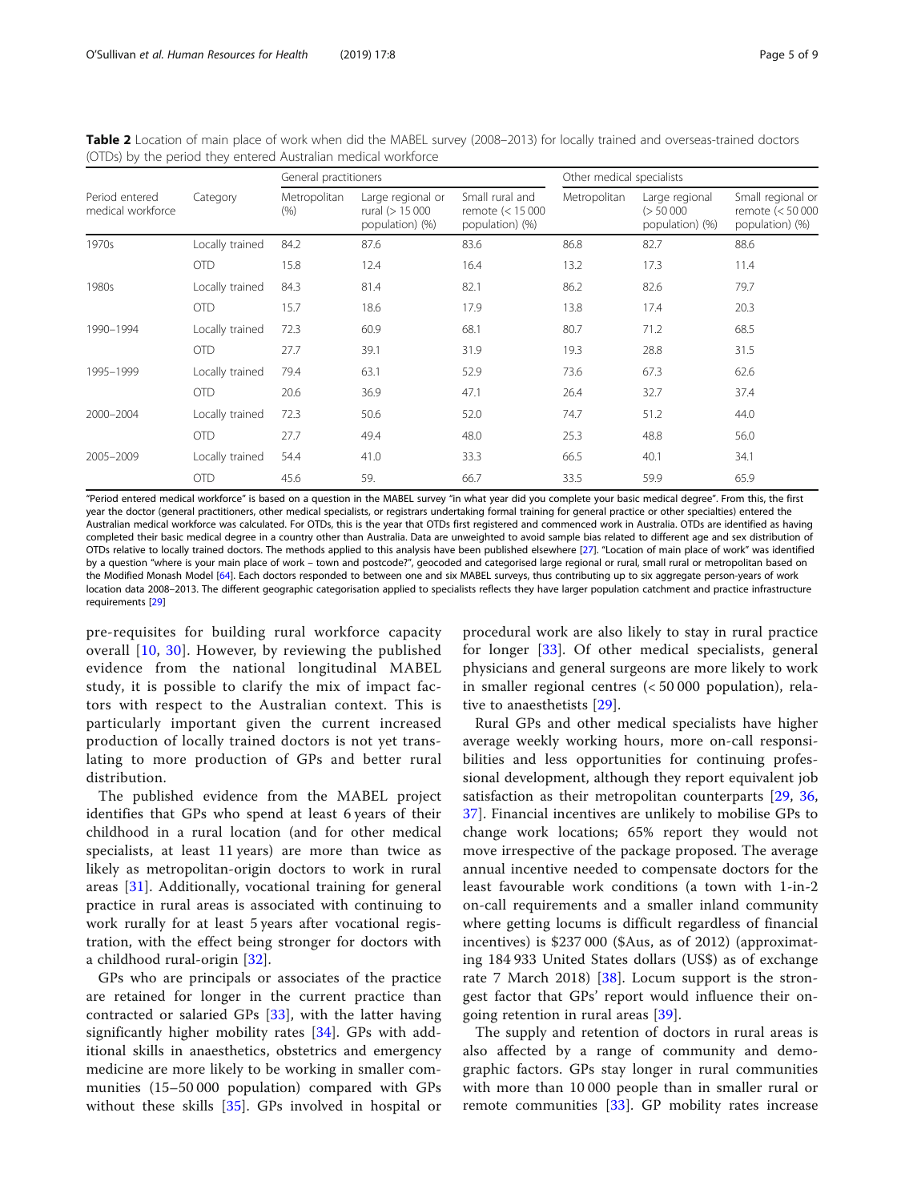**Table 2** Location of main place of work when did the MABEL survey (2008–2013) for locally trained and overseas-trained doctors (OTDs) by the period they entered Australian medical workforce

| Period entered medical workforce | Category | General practitioners | | | Other medical specialists | | |
|---|---|---|---|---|---|---|---|
| | | Metropolitan (%) | Large regional or rural (> 15 000 population) (%) | Small rural and remote (< 15 000 population) (%) | Metropolitan | Large regional (> 50 000 population) (%) | Small regional or remote (< 50 000 population) (%) |
| 1970s | Locally trained | 84.2 | 87.6 | 83.6 | 86.8 | 82.7 | 88.6 |
| | OTD | 15.8 | 12.4 | 16.4 | 13.2 | 17.3 | 11.4 |
| 1980s | Locally trained | 84.3 | 81.4 | 82.1 | 86.2 | 82.6 | 79.7 |
| | OTD | 15.7 | 18.6 | 17.9 | 13.8 | 17.4 | 20.3 |
| 1990–1994 | Locally trained | 72.3 | 60.9 | 68.1 | 80.7 | 71.2 | 68.5 |
| | OTD | 27.7 | 39.1 | 31.9 | 19.3 | 28.8 | 31.5 |
| 1995–1999 | Locally trained | 79.4 | 63.1 | 52.9 | 73.6 | 67.3 | 62.6 |
| | OTD | 20.6 | 36.9 | 47.1 | 26.4 | 32.7 | 37.4 |
| 2000–2004 | Locally trained | 72.3 | 50.6 | 52.0 | 74.7 | 51.2 | 44.0 |
| | OTD | 27.7 | 49.4 | 48.0 | 25.3 | 48.8 | 56.0 |
| 2005–2009 | Locally trained | 54.4 | 41.0 | 33.3 | 66.5 | 40.1 | 34.1 |
| | OTD | 45.6 | 59. | 66.7 | 33.5 | 59.9 | 65.9 |

"Period entered medical workforce" is based on a question in the MABEL survey "in what year did you complete your basic medical degree". From this, the first year the doctor (general practitioners, other medical specialists, or registrars undertaking formal training for general practice or other specialties) entered the Australian medical workforce was calculated. For OTDs, this is the year that OTDs first registered and commenced work in Australia. OTDs are identified as having completed their basic medical degree in a country other than Australia. Data are unweighted to avoid sample bias related to different age and sex distribution of OTDs relative to locally trained doctors. The methods applied to this analysis have been published elsewhere [27]. "Location of main place of work" was identified by a question "where is your main place of work – town and postcode?", geocoded and categorised large regional or rural, small rural or metropolitan based on the Modified Monash Model [64]. Each doctors responded to between one and six MABEL surveys, thus contributing up to six aggregate person-years of work location data 2008–2013. The different geographic categorisation applied to specialists reflects they have larger population catchment and practice infrastructure requirements [29]

pre-requisites for building rural workforce capacity overall [10, 30]. However, by reviewing the published evidence from the national longitudinal MABEL study, it is possible to clarify the mix of impact factors with respect to the Australian context. This is particularly important given the current increased production of locally trained doctors is not yet translating to more production of GPs and better rural distribution.

The published evidence from the MABEL project identifies that GPs who spend at least 6 years of their childhood in a rural location (and for other medical specialists, at least 11 years) are more than twice as likely as metropolitan-origin doctors to work in rural areas [31]. Additionally, vocational training for general practice in rural areas is associated with continuing to work rurally for at least 5 years after vocational registration, with the effect being stronger for doctors with a childhood rural-origin [32].

GPs who are principals or associates of the practice are retained for longer in the current practice than contracted or salaried GPs [33], with the latter having significantly higher mobility rates [34]. GPs with additional skills in anaesthetics, obstetrics and emergency medicine are more likely to be working in smaller communities (15–50 000 population) compared with GPs without these skills [35]. GPs involved in hospital or procedural work are also likely to stay in rural practice for longer [33]. Of other medical specialists, general physicians and general surgeons are more likely to work in smaller regional centres (< 50 000 population), relative to anaesthetists [29].

Rural GPs and other medical specialists have higher average weekly working hours, more on-call responsibilities and less opportunities for continuing professional development, although they report equivalent job satisfaction as their metropolitan counterparts [29, 36, 37]. Financial incentives are unlikely to mobilise GPs to change work locations; 65% report they would not move irrespective of the package proposed. The average annual incentive needed to compensate doctors for the least favourable work conditions (a town with 1-in-2 on-call requirements and a smaller inland community where getting locums is difficult regardless of financial incentives) is $237 000 ($Aus, as of 2012) (approximating 184 933 United States dollars (US$) as of exchange rate 7 March 2018) [38]. Locum support is the strongest factor that GPs' report would influence their ongoing retention in rural areas [39].

The supply and retention of doctors in rural areas is also affected by a range of community and demographic factors. GPs stay longer in rural communities with more than 10 000 people than in smaller rural or remote communities [33]. GP mobility rates increase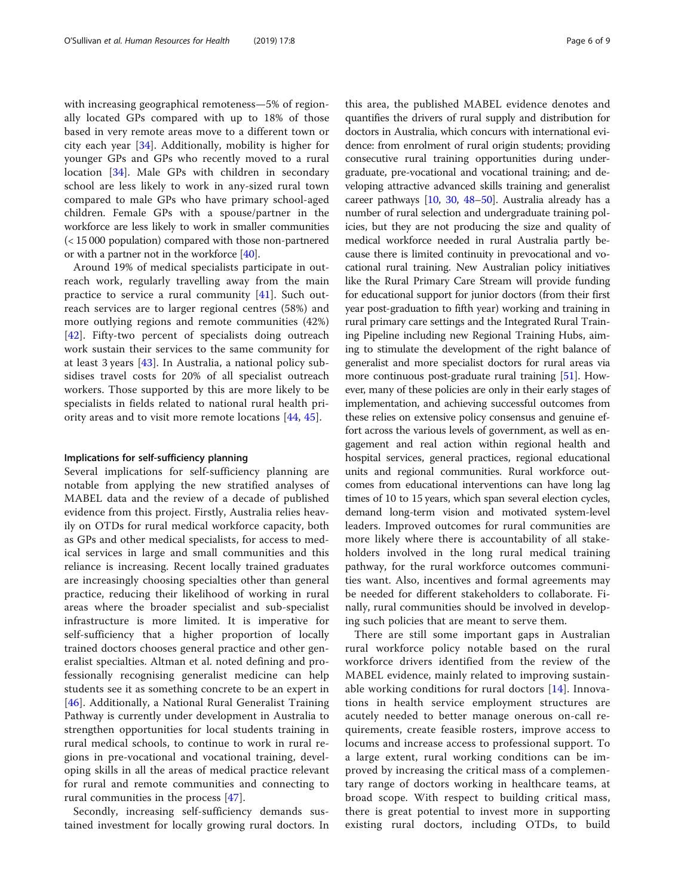with increasing geographical remoteness—5% of regionally located GPs compared with up to 18% of those based in very remote areas move to a different town or city each year [34]. Additionally, mobility is higher for younger GPs and GPs who recently moved to a rural location [34]. Male GPs with children in secondary school are less likely to work in any-sized rural town compared to male GPs who have primary school-aged children. Female GPs with a spouse/partner in the workforce are less likely to work in smaller communities (< 15 000 population) compared with those non-partnered or with a partner not in the workforce [40].

Around 19% of medical specialists participate in outreach work, regularly travelling away from the main practice to service a rural community [41]. Such outreach services are to larger regional centres (58%) and more outlying regions and remote communities (42%) [42]. Fifty-two percent of specialists doing outreach work sustain their services to the same community for at least 3 years [43]. In Australia, a national policy subsidises travel costs for 20% of all specialist outreach workers. Those supported by this are more likely to be specialists in fields related to national rural health priority areas and to visit more remote locations [44, 45].

#### Implications for self-sufficiency planning

Several implications for self-sufficiency planning are notable from applying the new stratified analyses of MABEL data and the review of a decade of published evidence from this project. Firstly, Australia relies heavily on OTDs for rural medical workforce capacity, both as GPs and other medical specialists, for access to medical services in large and small communities and this reliance is increasing. Recent locally trained graduates are increasingly choosing specialties other than general practice, reducing their likelihood of working in rural areas where the broader specialist and sub-specialist infrastructure is more limited. It is imperative for self-sufficiency that a higher proportion of locally trained doctors chooses general practice and other generalist specialties. Altman et al. noted defining and professionally recognising generalist medicine can help students see it as something concrete to be an expert in [46]. Additionally, a National Rural Generalist Training Pathway is currently under development in Australia to strengthen opportunities for local students training in rural medical schools, to continue to work in rural regions in pre-vocational and vocational training, developing skills in all the areas of medical practice relevant for rural and remote communities and connecting to rural communities in the process [47].

Secondly, increasing self-sufficiency demands sustained investment for locally growing rural doctors. In this area, the published MABEL evidence denotes and quantifies the drivers of rural supply and distribution for doctors in Australia, which concurs with international evidence: from enrolment of rural origin students; providing consecutive rural training opportunities during undergraduate, pre-vocational and vocational training; and developing attractive advanced skills training and generalist career pathways [10, 30, 48–50]. Australia already has a number of rural selection and undergraduate training policies, but they are not producing the size and quality of medical workforce needed in rural Australia partly because there is limited continuity in prevocational and vocational rural training. New Australian policy initiatives like the Rural Primary Care Stream will provide funding for educational support for junior doctors (from their first year post-graduation to fifth year) working and training in rural primary care settings and the Integrated Rural Training Pipeline including new Regional Training Hubs, aiming to stimulate the development of the right balance of generalist and more specialist doctors for rural areas via more continuous post-graduate rural training [51]. However, many of these policies are only in their early stages of implementation, and achieving successful outcomes from these relies on extensive policy consensus and genuine effort across the various levels of government, as well as engagement and real action within regional health and hospital services, general practices, regional educational units and regional communities. Rural workforce outcomes from educational interventions can have long lag times of 10 to 15 years, which span several election cycles, demand long-term vision and motivated system-level leaders. Improved outcomes for rural communities are more likely where there is accountability of all stakeholders involved in the long rural medical training pathway, for the rural workforce outcomes communities want. Also, incentives and formal agreements may be needed for different stakeholders to collaborate. Finally, rural communities should be involved in developing such policies that are meant to serve them.

There are still some important gaps in Australian rural workforce policy notable based on the rural workforce drivers identified from the review of the MABEL evidence, mainly related to improving sustainable working conditions for rural doctors [14]. Innovations in health service employment structures are acutely needed to better manage onerous on-call requirements, create feasible rosters, improve access to locums and increase access to professional support. To a large extent, rural working conditions can be improved by increasing the critical mass of a complementary range of doctors working in healthcare teams, at broad scope. With respect to building critical mass, there is great potential to invest more in supporting existing rural doctors, including OTDs, to build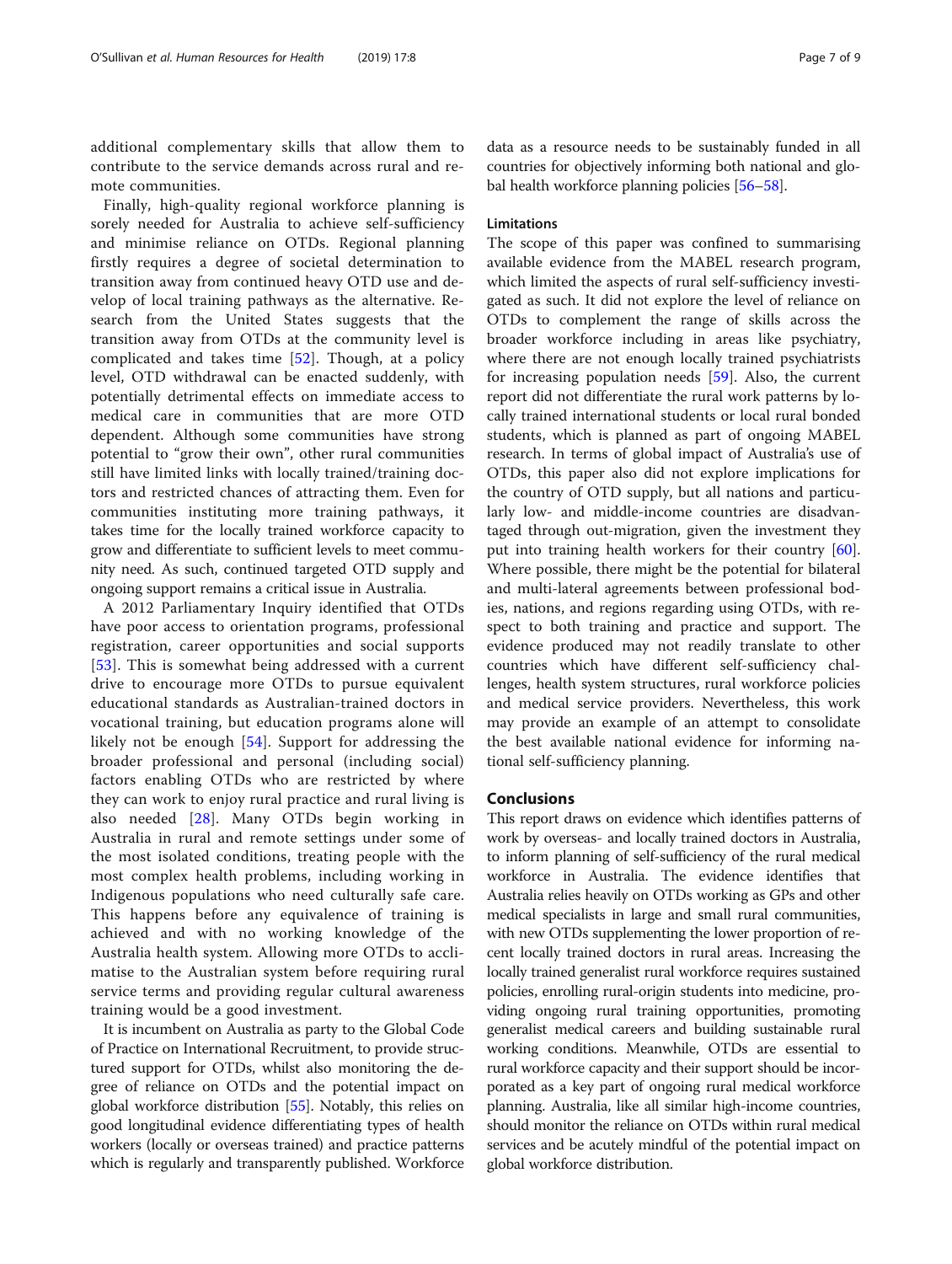additional complementary skills that allow them to contribute to the service demands across rural and remote communities.

Finally, high-quality regional workforce planning is sorely needed for Australia to achieve self-sufficiency and minimise reliance on OTDs. Regional planning firstly requires a degree of societal determination to transition away from continued heavy OTD use and develop of local training pathways as the alternative. Research from the United States suggests that the transition away from OTDs at the community level is complicated and takes time [52]. Though, at a policy level, OTD withdrawal can be enacted suddenly, with potentially detrimental effects on immediate access to medical care in communities that are more OTD dependent. Although some communities have strong potential to "grow their own", other rural communities still have limited links with locally trained/training doctors and restricted chances of attracting them. Even for communities instituting more training pathways, it takes time for the locally trained workforce capacity to grow and differentiate to sufficient levels to meet community need. As such, continued targeted OTD supply and ongoing support remains a critical issue in Australia.

A 2012 Parliamentary Inquiry identified that OTDs have poor access to orientation programs, professional registration, career opportunities and social supports [53]. This is somewhat being addressed with a current drive to encourage more OTDs to pursue equivalent educational standards as Australian-trained doctors in vocational training, but education programs alone will likely not be enough [54]. Support for addressing the broader professional and personal (including social) factors enabling OTDs who are restricted by where they can work to enjoy rural practice and rural living is also needed [28]. Many OTDs begin working in Australia in rural and remote settings under some of the most isolated conditions, treating people with the most complex health problems, including working in Indigenous populations who need culturally safe care. This happens before any equivalence of training is achieved and with no working knowledge of the Australia health system. Allowing more OTDs to acclimatise to the Australian system before requiring rural service terms and providing regular cultural awareness training would be a good investment.

It is incumbent on Australia as party to the Global Code of Practice on International Recruitment, to provide structured support for OTDs, whilst also monitoring the degree of reliance on OTDs and the potential impact on global workforce distribution [55]. Notably, this relies on good longitudinal evidence differentiating types of health workers (locally or overseas trained) and practice patterns which is regularly and transparently published. Workforce data as a resource needs to be sustainably funded in all countries for objectively informing both national and global health workforce planning policies [56–58].

### Limitations

The scope of this paper was confined to summarising available evidence from the MABEL research program, which limited the aspects of rural self-sufficiency investigated as such. It did not explore the level of reliance on OTDs to complement the range of skills across the broader workforce including in areas like psychiatry, where there are not enough locally trained psychiatrists for increasing population needs [59]. Also, the current report did not differentiate the rural work patterns by locally trained international students or local rural bonded students, which is planned as part of ongoing MABEL research. In terms of global impact of Australia's use of OTDs, this paper also did not explore implications for the country of OTD supply, but all nations and particularly low- and middle-income countries are disadvantaged through out-migration, given the investment they put into training health workers for their country [60]. Where possible, there might be the potential for bilateral and multi-lateral agreements between professional bodies, nations, and regions regarding using OTDs, with respect to both training and practice and support. The evidence produced may not readily translate to other countries which have different self-sufficiency challenges, health system structures, rural workforce policies and medical service providers. Nevertheless, this work may provide an example of an attempt to consolidate the best available national evidence for informing national self-sufficiency planning.

## Conclusions

This report draws on evidence which identifies patterns of work by overseas- and locally trained doctors in Australia, to inform planning of self-sufficiency of the rural medical workforce in Australia. The evidence identifies that Australia relies heavily on OTDs working as GPs and other medical specialists in large and small rural communities, with new OTDs supplementing the lower proportion of recent locally trained doctors in rural areas. Increasing the locally trained generalist rural workforce requires sustained policies, enrolling rural-origin students into medicine, providing ongoing rural training opportunities, promoting generalist medical careers and building sustainable rural working conditions. Meanwhile, OTDs are essential to rural workforce capacity and their support should be incorporated as a key part of ongoing rural medical workforce planning. Australia, like all similar high-income countries, should monitor the reliance on OTDs within rural medical services and be acutely mindful of the potential impact on global workforce distribution.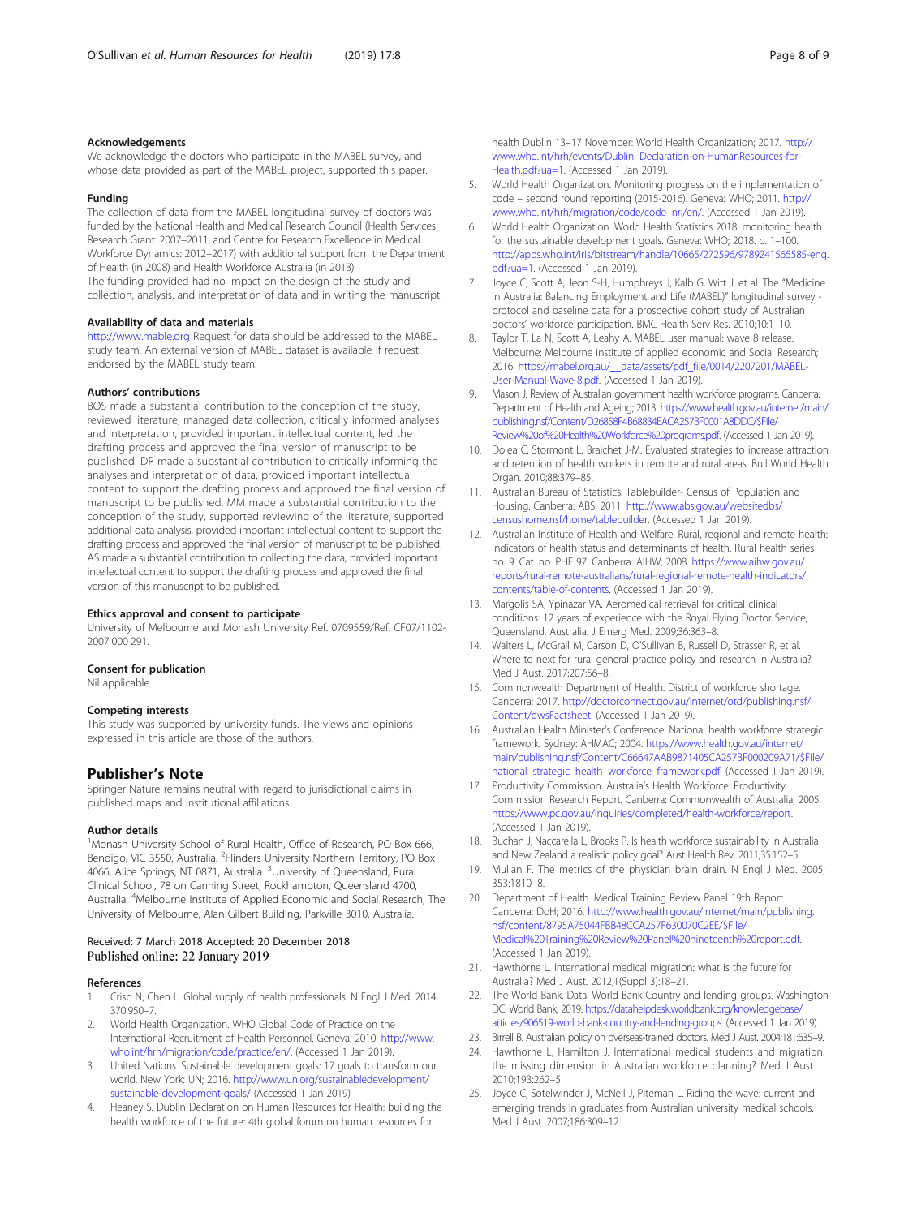#### Acknowledgements

We acknowledge the doctors who participate in the MABEL survey, and whose data provided as part of the MABEL project, supported this paper.

#### Funding

The collection of data from the MABEL longitudinal survey of doctors was funded by the National Health and Medical Research Council (Health Services Research Grant: 2007–2011; and Centre for Research Excellence in Medical Workforce Dynamics: 2012–2017) with additional support from the Department of Health (in 2008) and Health Workforce Australia (in 2013).
The funding provided had no impact on the design of the study and collection, analysis, and interpretation of data and in writing the manuscript.

#### Availability of data and materials

http://www.mable.org Request for data should be addressed to the MABEL study team. An external version of MABEL dataset is available if request endorsed by the MABEL study team.

#### Authors' contributions

BOS made a substantial contribution to the conception of the study, reviewed literature, managed data collection, critically informed analyses and interpretation, provided important intellectual content, led the drafting process and approved the final version of manuscript to be published. DR made a substantial contribution to critically informing the analyses and interpretation of data, provided important intellectual content to support the drafting process and approved the final version of manuscript to be published. MM made a substantial contribution to the conception of the study, supported reviewing of the literature, supported additional data analysis, provided important intellectual content to support the drafting process and approved the final version of manuscript to be published. AS made a substantial contribution to collecting the data, provided important intellectual content to support the drafting process and approved the final version of this manuscript to be published.

#### Ethics approval and consent to participate

University of Melbourne and Monash University Ref. 0709559/Ref. CF07/1102-2007 000 291.

#### Consent for publication

Nil applicable.

#### Competing interests

This study was supported by university funds. The views and opinions expressed in this article are those of the authors.

## Publisher's Note

Springer Nature remains neutral with regard to jurisdictional claims in published maps and institutional affiliations.

#### Author details

[1]Monash University School of Rural Health, Office of Research, PO Box 666, Bendigo, VIC 3550, Australia. [2]Flinders University Northern Territory, PO Box 4066, Alice Springs, NT 0871, Australia. [3]University of Queensland, Rural Clinical School, 78 on Canning Street, Rockhampton, Queensland 4700, Australia. [4]Melbourne Institute of Applied Economic and Social Research, The University of Melbourne, Alan Gilbert Building, Parkville 3010, Australia.

Received: 7 March 2018 Accepted: 20 December 2018
Published online: 22 January 2019

#### References

1. Crisp N, Chen L. Global supply of health professionals. N Engl J Med. 2014; 370:950–7.
2. World Health Organization. WHO Global Code of Practice on the International Recruitment of Health Personnel. Geneva; 2010. http://www.who.int/hrh/migration/code/practice/en/. (Accessed 1 Jan 2019).
3. United Nations. Sustainable development goals: 17 goals to transform our world. New York: UN; 2016. http://www.un.org/sustainabledevelopment/sustainable-development-goals/ (Accessed 1 Jan 2019)
4. Heaney S. Dublin Declaration on Human Resources for Health: building the health workforce of the future: 4th global forum on human resources for health Dublin 13–17 November: World Health Organization; 2017. http://www.who.int/hrh/events/Dublin_Declaration-on-HumanResources-for-Health.pdf?ua=1. (Accessed 1 Jan 2019).
5. World Health Organization. Monitoring progress on the implementation of code – second round reporting (2015-2016). Geneva: WHO; 2011. http://www.who.int/hrh/migration/code/code_nri/en/. (Accessed 1 Jan 2019).
6. World Health Organization. World Health Statistics 2018: monitoring health for the sustainable development goals. Geneva: WHO; 2018. p. 1–100. http://apps.who.int/iris/bitstream/handle/10665/272596/9789241565585-eng.pdf?ua=1. (Accessed 1 Jan 2019).
7. Joyce C, Scott A, Jeon S-H, Humphreys J, Kalb G, Witt J, et al. The "Medicine in Australia: Balancing Employment and Life (MABEL)" longitudinal survey - protocol and baseline data for a prospective cohort study of Australian doctors' workforce participation. BMC Health Serv Res. 2010;10:1–10.
8. Taylor T, La N, Scott A, Leahy A. MABEL user manual: wave 8 release. Melbourne: Melbourne institute of applied economic and Social Research; 2016. https://mabel.org.au/__data/assets/pdf_file/0014/2207201/MABEL-User-Manual-Wave-8.pdf. (Accessed 1 Jan 2019).
9. Mason J. Review of Australian government health workforce programs. Canberra: Department of Health and Ageing; 2013. https://www.health.gov.au/internet/main/publishing.nsf/Content/D26858F4B68834EACA257BF0001A8DDC/$File/Review%20of%20Health%20Workforce%20programs.pdf. (Accessed 1 Jan 2019).
10. Dolea C, Stormont L, Braichet J-M. Evaluated strategies to increase attraction and retention of health workers in remote and rural areas. Bull World Health Organ. 2010;88:379–85.
11. Australian Bureau of Statistics. Tablebuilder- Census of Population and Housing. Canberra: ABS; 2011. http://www.abs.gov.au/websitedbs/censushome.nsf/home/tablebuilder. (Accessed 1 Jan 2019).
12. Australian Institute of Health and Welfare. Rural, regional and remote health: indicators of health status and determinants of health. Rural health series no. 9. Cat. no. PHE 97. Canberra: AIHW; 2008. https://www.aihw.gov.au/reports/rural-remote-australians/rural-regional-remote-health-indicators/contents/table-of-contents. (Accessed 1 Jan 2019).
13. Margolis SA, Ypinazar VA. Aeromedical retrieval for critical clinical conditions: 12 years of experience with the Royal Flying Doctor Service, Queensland, Australia. J Emerg Med. 2009;36:363–8.
14. Walters L, McGrail M, Carson D, O'Sullivan B, Russell D, Strasser R, et al. Where to next for rural general practice policy and research in Australia? Med J Aust. 2017;207:56–8.
15. Commonwealth Department of Health. District of workforce shortage. Canberra; 2017. http://doctorconnect.gov.au/internet/otd/publishing.nsf/Content/dwsFactsheet. (Accessed 1 Jan 2019).
16. Australian Health Minister's Conference. National health workforce strategic framework. Sydney: AHMAC; 2004. https://www.health.gov.au/internet/main/publishing.nsf/Content/C66647AAB9871405CA257BF000209A71/$File/national_strategic_health_workforce_framework.pdf. (Accessed 1 Jan 2019).
17. Productivity Commission. Australia's Health Workforce: Productivity Commission Research Report. Canberra: Commonwealth of Australia; 2005. https://www.pc.gov.au/inquiries/completed/health-workforce/report. (Accessed 1 Jan 2019).
18. Buchan J, Naccarella L, Brooks P. Is health workforce sustainability in Australia and New Zealand a realistic policy goal? Aust Health Rev. 2011;35:152–5.
19. Mullan F. The metrics of the physician brain drain. N Engl J Med. 2005; 353:1810–8.
20. Department of Health. Medical Training Review Panel 19th Report. Canberra: DoH; 2016. http://www.health.gov.au/internet/main/publishing.nsf/content/8795A75044FBB48CCA257F630070C2EE/$File/Medical%20Training%20Review%20Panel%20nineteenth%20report.pdf. (Accessed 1 Jan 2019).
21. Hawthorne L. International medical migration: what is the future for Australia? Med J Aust. 2012;1(Suppl 3):18–21.
22. The World Bank. Data: World Bank Country and lending groups. Washington DC: World Bank; 2019. https://datahelpdesk.worldbank.org/knowledgebase/articles/906519-world-bank-country-and-lending-groups. (Accessed 1 Jan 2019).
23. Birrell B. Australian policy on overseas-trained doctors. Med J Aust. 2004;181:635–9.
24. Hawthorne L, Hamilton J. International medical students and migration: the missing dimension in Australian workforce planning? Med J Aust. 2010;193:262–5.
25. Joyce C, Sotelwinder J, McNeil J, Piteman L. Riding the wave: current and emerging trends in graduates from Australian university medical schools. Med J Aust. 2007;186:309–12.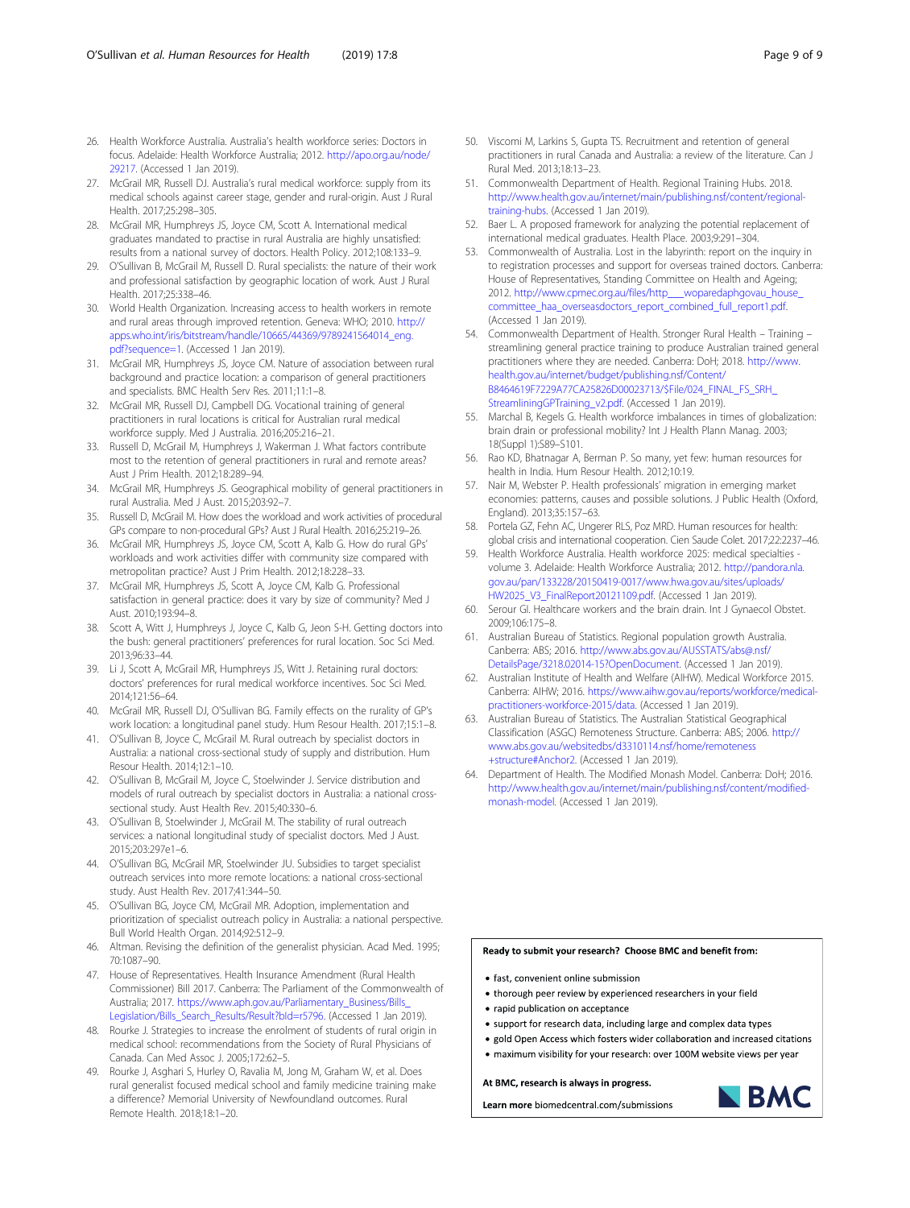26. Health Workforce Australia. Australia's health workforce series: Doctors in focus. Adelaide: Health Workforce Australia; 2012. http://apo.org.au/node/29217. (Accessed 1 Jan 2019).
27. McGrail MR, Russell DJ. Australia's rural medical workforce: supply from its medical schools against career stage, gender and rural-origin. Aust J Rural Health. 2017;25:298–305.
28. McGrail MR, Humphreys JS, Joyce CM, Scott A. International medical graduates mandated to practise in rural Australia are highly unsatisfied: results from a national survey of doctors. Health Policy. 2012;108:133–9.
29. O'Sullivan B, McGrail M, Russell D. Rural specialists: the nature of their work and professional satisfaction by geographic location of work. Aust J Rural Health. 2017;25:338–46.
30. World Health Organization. Increasing access to health workers in remote and rural areas through improved retention. Geneva: WHO; 2010. http://apps.who.int/iris/bitstream/handle/10665/44369/9789241564014_eng.pdf?sequence=1. (Accessed 1 Jan 2019).
31. McGrail MR, Humphreys JS, Joyce CM. Nature of association between rural background and practice location: a comparison of general practitioners and specialists. BMC Health Serv Res. 2011;11:1–8.
32. McGrail MR, Russell DJ, Campbell DG. Vocational training of general practitioners in rural locations is critical for Australian rural medical workforce supply. Med J Australia. 2016;205:216–21.
33. Russell D, McGrail M, Humphreys J, Wakerman J. What factors contribute most to the retention of general practitioners in rural and remote areas? Aust J Prim Health. 2012;18:289–94.
34. McGrail MR, Humphreys JS. Geographical mobility of general practitioners in rural Australia. Med J Aust. 2015;203:92–7.
35. Russell D, McGrail M. How does the workload and work activities of procedural GPs compare to non-procedural GPs? Aust J Rural Health. 2016;25:219–26.
36. McGrail MR, Humphreys JS, Joyce CM, Scott A, Kalb G. How do rural GPs' workloads and work activities differ with community size compared with metropolitan practice? Aust J Prim Health. 2012;18:228–33.
37. McGrail MR, Humphreys JS, Scott A, Joyce CM, Kalb G. Professional satisfaction in general practice: does it vary by size of community? Med J Aust. 2010;193:94–8.
38. Scott A, Witt J, Humphreys J, Joyce C, Kalb G, Jeon S-H. Getting doctors into the bush: general practitioners' preferences for rural location. Soc Sci Med. 2013;96:33–44.
39. Li J, Scott A, McGrail MR, Humphreys JS, Witt J. Retaining rural doctors: doctors' preferences for rural medical workforce incentives. Soc Sci Med. 2014;121:56–64.
40. McGrail MR, Russell DJ, O'Sullivan BG. Family effects on the rurality of GP's work location: a longitudinal panel study. Hum Resour Health. 2017;15:1–8.
41. O'Sullivan B, Joyce C, McGrail M. Rural outreach by specialist doctors in Australia: a national cross-sectional study of supply and distribution. Hum Resour Health. 2014;12:1–10.
42. O'Sullivan B, McGrail M, Joyce C, Stoelwinder J. Service distribution and models of rural outreach by specialist doctors in Australia: a national cross-sectional study. Aust Health Rev. 2015;40:330–6.
43. O'Sullivan B, Stoelwinder J, McGrail M. The stability of rural outreach services: a national longitudinal study of specialist doctors. Med J Aust. 2015;203:297e1–6.
44. O'Sullivan BG, McGrail MR, Stoelwinder JU. Subsidies to target specialist outreach services into more remote locations: a national cross-sectional study. Aust Health Rev. 2017;41:344–50.
45. O'Sullivan BG, Joyce CM, McGrail MR. Adoption, implementation and prioritization of specialist outreach policy in Australia: a national perspective. Bull World Health Organ. 2014;92:512–9.
46. Altman. Revising the definition of the generalist physician. Acad Med. 1995;70:1087–90.
47. House of Representatives. Health Insurance Amendment (Rural Health Commissioner) Bill 2017. Canberra: The Parliament of the Commonwealth of Australia; 2017. https://www.aph.gov.au/Parliamentary_Business/Bills_Legislation/Bills_Search_Results/Result?bId=r5796. (Accessed 1 Jan 2019).
48. Rourke J. Strategies to increase the enrolment of students of rural origin in medical school: recommendations from the Society of Rural Physicians of Canada. Can Med Assoc J. 2005;172:62–5.
49. Rourke J, Asghari S, Hurley O, Ravalia M, Jong M, Graham W, et al. Does rural generalist focused medical school and family medicine training make a difference? Memorial University of Newfoundland outcomes. Rural Remote Health. 2018;18:1–20.
50. Viscomi M, Larkins S, Gupta TS. Recruitment and retention of general practitioners in rural Canada and Australia: a review of the literature. Can J Rural Med. 2013;18:13–23.
51. Commonwealth Department of Health. Regional Training Hubs. 2018. http://www.health.gov.au/internet/main/publishing.nsf/content/regional-training-hubs. (Accessed 1 Jan 2019).
52. Baer L. A proposed framework for analyzing the potential replacement of international medical graduates. Health Place. 2003;9:291–304.
53. Commonwealth of Australia. Lost in the labyrinth: report on the inquiry in to registration processes and support for overseas trained doctors. Canberra: House of Representatives, Standing Committee on Health and Ageing; 2012. http://www.cpmec.org.au/files/http___woparedaphgovau_house_committee_haa_overseasdoctors_report_combined_full_report1.pdf. (Accessed 1 Jan 2019).
54. Commonwealth Department of Health. Stronger Rural Health – Training – streamlining general practice training to produce Australian trained general practitioners where they are needed. Canberra: DoH; 2018. http://www.health.gov.au/internet/budget/publishing.nsf/Content/B8464619F7229A77CA25826D00023713/$File/024_FINAL_FS_SRH_StreamliningGPTraining_v2.pdf. (Accessed 1 Jan 2019).
55. Marchal B, Kegels G. Health workforce imbalances in times of globalization: brain drain or professional mobility? Int J Health Plann Manag. 2003; 18(Suppl 1):S89–S101.
56. Rao KD, Bhatnagar A, Berman P. So many, yet few: human resources for health in India. Hum Resour Health. 2012;10:19.
57. Nair M, Webster P. Health professionals' migration in emerging market economies: patterns, causes and possible solutions. J Public Health (Oxford, England). 2013;35:157–63.
58. Portela GZ, Fehn AC, Ungerer RLS, Poz MRD. Human resources for health: global crisis and international cooperation. Cien Saude Colet. 2017;22:2237–46.
59. Health Workforce Australia. Health workforce 2025: medical specialties - volume 3. Adelaide: Health Workforce Australia; 2012. http://pandora.nla.gov.au/pan/133228/20150419-0017/www.hwa.gov.au/sites/uploads/HW2025_V3_FinalReport20121109.pdf. (Accessed 1 Jan 2019).
60. Serour GI. Healthcare workers and the brain drain. Int J Gynaecol Obstet. 2009;106:175–8.
61. Australian Bureau of Statistics. Regional population growth Australia. Canberra: ABS; 2016. http://www.abs.gov.au/AUSSTATS/abs@.nsf/DetailsPage/3218.02014-15?OpenDocument. (Accessed 1 Jan 2019).
62. Australian Institute of Health and Welfare (AIHW). Medical Workforce 2015. Canberra: AIHW; 2016. https://www.aihw.gov.au/reports/workforce/medical-practitioners-workforce-2015/data. (Accessed 1 Jan 2019).
63. Australian Bureau of Statistics. The Australian Statistical Geographical Classification (ASGC) Remoteness Structure. Canberra: ABS; 2006. http://www.abs.gov.au/websitedbs/d3310114.nsf/home/remoteness+structure#Anchor2. (Accessed 1 Jan 2019).
64. Department of Health. The Modified Monash Model. Canberra: DoH; 2016. http://www.health.gov.au/internet/main/publishing.nsf/content/modified-monash-model. (Accessed 1 Jan 2019).

**Ready to submit your research? Choose BMC and benefit from:**

- fast, convenient online submission
- thorough peer review by experienced researchers in your field
- rapid publication on acceptance
- support for research data, including large and complex data types
- gold Open Access which fosters wider collaboration and increased citations
- maximum visibility for your research: over 100M website views per year

**At BMC, research is always in progress.**

**Learn more** biomedcentral.com/submissions

BMC